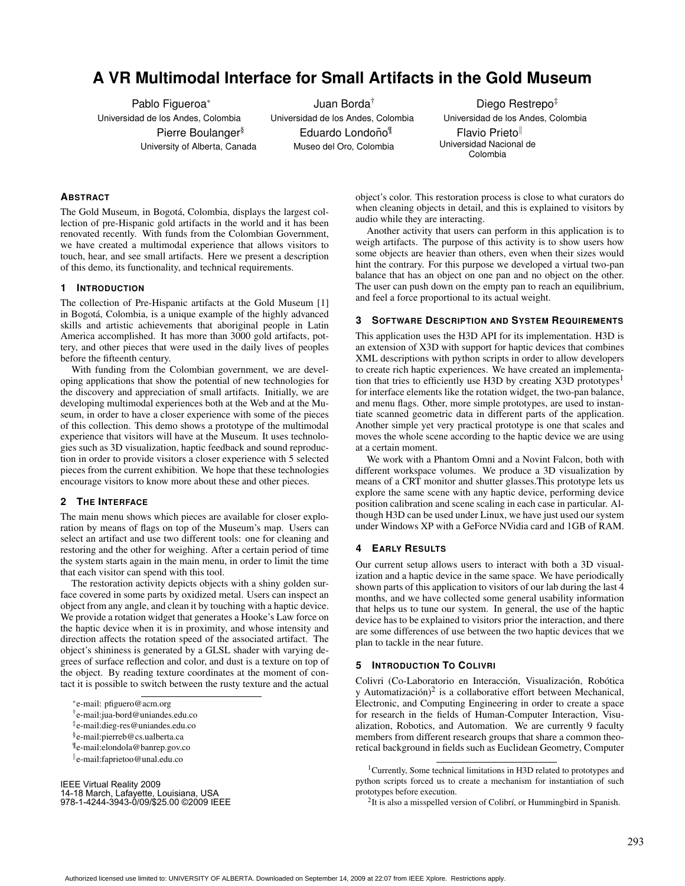# A VR Multimodal Interface for Small Artifacts in the Gold Museum

Pablo Figueroa* — Universidad de los Andes, Colombia

Juan Borda† — Universidad de los Andes, Colombia

Diego Restrepo‡ — Universidad de los Andes, Colombia

Pierre Boulanger§ — University of Alberta, Canada

Eduardo Londoño¶ — Museo del Oro, Colombia

Flavio Prieto‖ — Universidad Nacional de Colombia

## Abstract

The Gold Museum, in Bogotá, Colombia, displays the largest collection of pre-Hispanic gold artifacts in the world and it has been renovated recently. With funds from the Colombian Government, we have created a multimodal experience that allows visitors to touch, hear, and see small artifacts. Here we present a description of this demo, its functionality, and technical requirements.

## 1 Introduction

The collection of Pre-Hispanic artifacts at the Gold Museum [1] in Bogotá, Colombia, is a unique example of the highly advanced skills and artistic achievements that aboriginal people in Latin America accomplished. It has more than 3000 gold artifacts, pottery, and other pieces that were used in the daily lives of peoples before the fifteenth century.

With funding from the Colombian government, we are developing applications that show the potential of new technologies for the discovery and appreciation of small artifacts. Initially, we are developing multimodal experiences both at the Web and at the Museum, in order to have a closer experience with some of the pieces of this collection. This demo shows a prototype of the multimodal experience that visitors will have at the Museum. It uses technologies such as 3D visualization, haptic feedback and sound reproduction in order to provide visitors a closer experience with 5 selected pieces from the current exhibition. We hope that these technologies encourage visitors to know more about these and other pieces.

## 2 The Interface

The main menu shows which pieces are available for closer exploration by means of flags on top of the Museum's map. Users can select an artifact and use two different tools: one for cleaning and restoring and the other for weighing. After a certain period of time the system starts again in the main menu, in order to limit the time that each visitor can spend with this tool.

The restoration activity depicts objects with a shiny golden surface covered in some parts by oxidized metal. Users can inspect an object from any angle, and clean it by touching with a haptic device. We provide a rotation widget that generates a Hooke's Law force on the haptic device when it is in proximity, and whose intensity and direction affects the rotation speed of the associated artifact. The object's shininess is generated by a GLSL shader with varying degrees of surface reflection and color, and dust is a texture on top of the object. By reading texture coordinates at the moment of contact it is possible to switch between the rusty texture and the actual object's color. This restoration process is close to what curators do when cleaning objects in detail, and this is explained to visitors by audio while they are interacting.

Another activity that users can perform in this application is to weigh artifacts. The purpose of this activity is to show users how some objects are heavier than others, even when their sizes would hint the contrary. For this purpose we developed a virtual two-pan balance that has an object on one pan and no object on the other. The user can push down on the empty pan to reach an equilibrium, and feel a force proportional to its actual weight.

## 3 Software Description and System Requirements

This application uses the H3D API for its implementation. H3D is an extension of X3D with support for haptic devices that combines XML descriptions with python scripts in order to allow developers to create rich haptic experiences. We have created an implementation that tries to efficiently use H3D by creating X3D prototypes[1] for interface elements like the rotation widget, the two-pan balance, and menu flags. Other, more simple prototypes, are used to instantiate scanned geometric data in different parts of the application. Another simple yet very practical prototype is one that scales and moves the whole scene according to the haptic device we are using at a certain moment.

We work with a Phantom Omni and a Novint Falcon, both with different workspace volumes. We produce a 3D visualization by means of a CRT monitor and shutter glasses.This prototype lets us explore the same scene with any haptic device, performing device position calibration and scene scaling in each case in particular. Although H3D can be used under Linux, we have just used our system under Windows XP with a GeForce NVidia card and 1GB of RAM.

## 4 Early Results

Our current setup allows users to interact with both a 3D visualization and a haptic device in the same space. We have periodically shown parts of this application to visitors of our lab during the last 4 months, and we have collected some general usability information that helps us to tune our system. In general, the use of the haptic device has to be explained to visitors prior the interaction, and there are some differences of use between the two haptic devices that we plan to tackle in the near future.

## 5 Introduction To Colivri

Colivri (Co-Laboratorio en Interacción, Visualización, Robótica y Automatización)[2] is a collaborative effort between Mechanical, Electronic, and Computing Engineering in order to create a space for research in the fields of Human-Computer Interaction, Visualization, Robotics, and Automation. We are currently 9 faculty members from different research groups that share a common theoretical background in fields such as Euclidean Geometry, Computer

---

*e-mail: pfiguero@acm.org

†e-mail:jua-bord@uniandes.edu.co

‡e-mail:dieg-res@uniandes.edu.co

§e-mail:pierreb@cs.ualberta.ca

¶e-mail:elondola@banrep.gov.co

‖e-mail:faprietoo@unal.edu.co

[1] Currently, Some technical limitations in H3D related to prototypes and python scripts forced us to create a mechanism for instantiation of such prototypes before execution.

[2] It is also a misspelled version of Colibrí, or Hummingbird in Spanish.

IEEE Virtual Reality 2009
14-18 March, Lafayette, Louisiana, USA
978-1-4244-3943-0/09/$25.00 ©2009 IEEE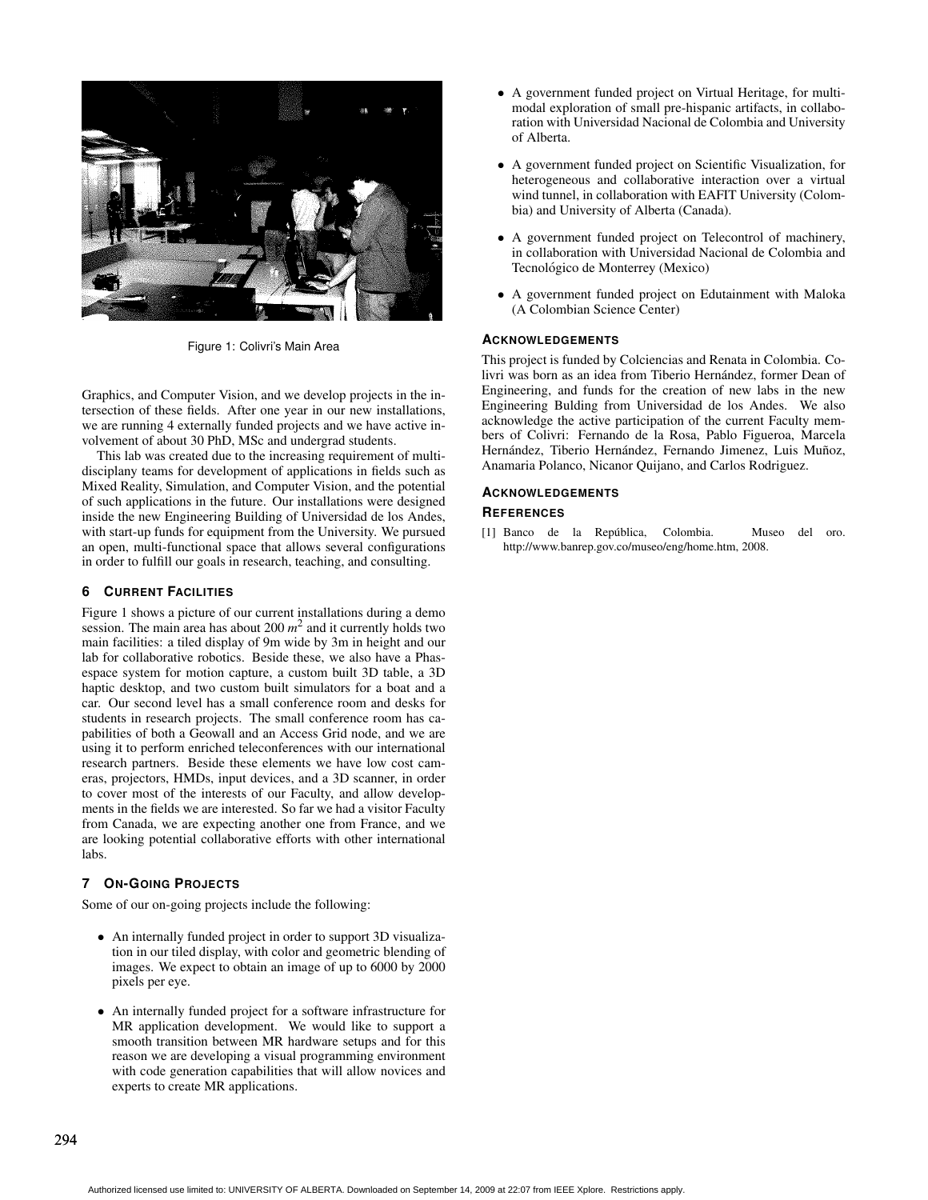Figure 1: Colivri's Main Area

Graphics, and Computer Vision, and we develop projects in the intersection of these fields. After one year in our new installations, we are running 4 externally funded projects and we have active involvement of about 30 PhD, MSc and undergrad students.

This lab was created due to the increasing requirement of multidisciplany teams for development of applications in fields such as Mixed Reality, Simulation, and Computer Vision, and the potential of such applications in the future. Our installations were designed inside the new Engineering Building of Universidad de los Andes, with start-up funds for equipment from the University. We pursued an open, multi-functional space that allows several configurations in order to fulfill our goals in research, teaching, and consulting.

## 6 Current Facilities

Figure 1 shows a picture of our current installations during a demo session. The main area has about 200 $m^2$ and it currently holds two main facilities: a tiled display of 9m wide by 3m in height and our lab for collaborative robotics. Beside these, we also have a Phasespace system for motion capture, a custom built 3D table, a 3D haptic desktop, and two custom built simulators for a boat and a car. Our second level has a small conference room and desks for students in research projects. The small conference room has capabilities of both a Geowall and an Access Grid node, and we are using it to perform enriched teleconferences with our international research partners. Beside these elements we have low cost cameras, projectors, HMDs, input devices, and a 3D scanner, in order to cover most of the interests of our Faculty, and allow developments in the fields we are interested. So far we had a visitor Faculty from Canada, we are expecting another one from France, and we are looking potential collaborative efforts with other international labs.

## 7 On-Going Projects

Some of our on-going projects include the following:

- An internally funded project in order to support 3D visualization in our tiled display, with color and geometric blending of images. We expect to obtain an image of up to 6000 by 2000 pixels per eye.
- An internally funded project for a software infrastructure for MR application development. We would like to support a smooth transition between MR hardware setups and for this reason we are developing a visual programming environment with code generation capabilities that will allow novices and experts to create MR applications.
- A government funded project on Virtual Heritage, for multimodal exploration of small pre-hispanic artifacts, in collaboration with Universidad Nacional de Colombia and University of Alberta.
- A government funded project on Scientific Visualization, for heterogeneous and collaborative interaction over a virtual wind tunnel, in collaboration with EAFIT University (Colombia) and University of Alberta (Canada).
- A government funded project on Telecontrol of machinery, in collaboration with Universidad Nacional de Colombia and Tecnológico de Monterrey (Mexico)
- A government funded project on Edutainment with Maloka (A Colombian Science Center)

## Acknowledgements

This project is funded by Colciencias and Renata in Colombia. Colivri was born as an idea from Tiberio Hernández, former Dean of Engineering, and funds for the creation of new labs in the new Engineering Bulding from Universidad de los Andes. We also acknowledge the active participation of the current Faculty members of Colivri: Fernando de la Rosa, Pablo Figueroa, Marcela Hernández, Tiberio Hernández, Fernando Jimenez, Luis Muñoz, Anamaria Polanco, Nicanor Quijano, and Carlos Rodriguez.

## Acknowledgements

## References

[1] Banco de la República, Colombia. Museo del oro. http://www.banrep.gov.co/museo/eng/home.htm, 2008.